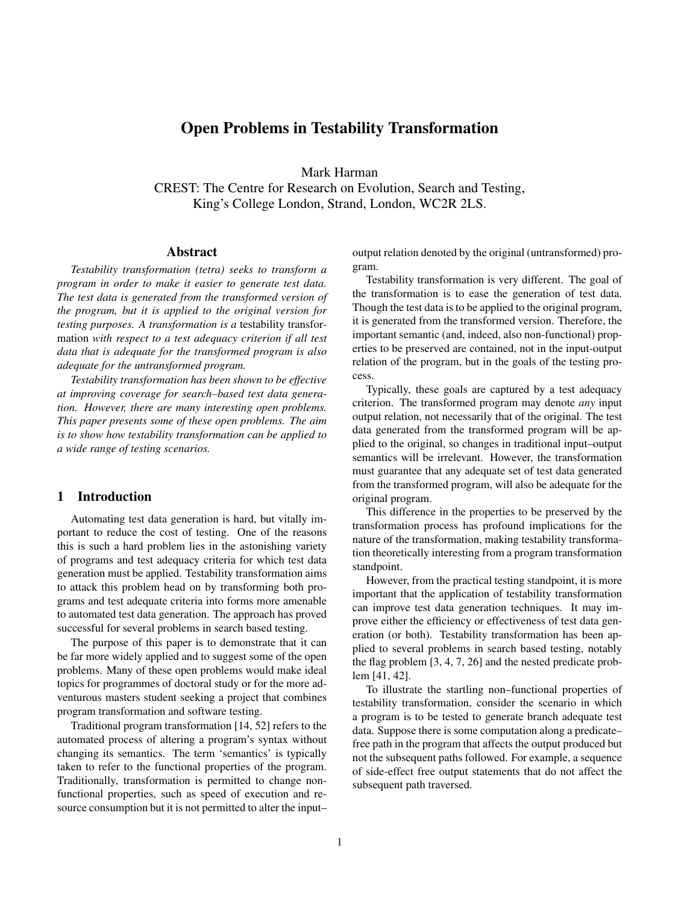# Open Problems in Testability Transformation

Mark Harman
CREST: The Centre for Research on Evolution, Search and Testing,
King's College London, Strand, London, WC2R 2LS.

## Abstract

*Testability transformation (tetra) seeks to transform a program in order to make it easier to generate test data. The test data is generated from the transformed version of the program, but it is applied to the original version for testing purposes. A transformation is a* testability transformation *with respect to a test adequacy criterion if all test data that is adequate for the transformed program is also adequate for the untransformed program.*

*Testability transformation has been shown to be effective at improving coverage for search–based test data generation. However, there are many interesting open problems. This paper presents some of these open problems. The aim is to show how testability transformation can be applied to a wide range of testing scenarios.*

## 1 Introduction

Automating test data generation is hard, but vitally important to reduce the cost of testing. One of the reasons this is such a hard problem lies in the astonishing variety of programs and test adequacy criteria for which test data generation must be applied. Testability transformation aims to attack this problem head on by transforming both programs and test adequate criteria into forms more amenable to automated test data generation. The approach has proved successful for several problems in search based testing.

The purpose of this paper is to demonstrate that it can be far more widely applied and to suggest some of the open problems. Many of these open problems would make ideal topics for programmes of doctoral study or for the more adventurous masters student seeking a project that combines program transformation and software testing.

Traditional program transformation [14, 52] refers to the automated process of altering a program's syntax without changing its semantics. The term 'semantics' is typically taken to refer to the functional properties of the program. Traditionally, transformation is permitted to change non-functional properties, such as speed of execution and resource consumption but it is not permitted to alter the input–output relation denoted by the original (untransformed) program.

Testability transformation is very different. The goal of the transformation is to ease the generation of test data. Though the test data is to be applied to the original program, it is generated from the transformed version. Therefore, the important semantic (and, indeed, also non-functional) properties to be preserved are contained, not in the input-output relation of the program, but in the goals of the testing process.

Typically, these goals are captured by a test adequacy criterion. The transformed program may denote *any* input output relation, not necessarily that of the original. The test data generated from the transformed program will be applied to the original, so changes in traditional input–output semantics will be irrelevant. However, the transformation must guarantee that any adequate set of test data generated from the transformed program, will also be adequate for the original program.

This difference in the properties to be preserved by the transformation process has profound implications for the nature of the transformation, making testability transformation theoretically interesting from a program transformation standpoint.

However, from the practical testing standpoint, it is more important that the application of testability transformation can improve test data generation techniques. It may improve either the efficiency or effectiveness of test data generation (or both). Testability transformation has been applied to several problems in search based testing, notably the flag problem [3, 4, 7, 26] and the nested predicate problem [41, 42].

To illustrate the startling non–functional properties of testability transformation, consider the scenario in which a program is to be tested to generate branch adequate test data. Suppose there is some computation along a predicate–free path in the program that affects the output produced but not the subsequent paths followed. For example, a sequence of side-effect free output statements that do not affect the subsequent path traversed.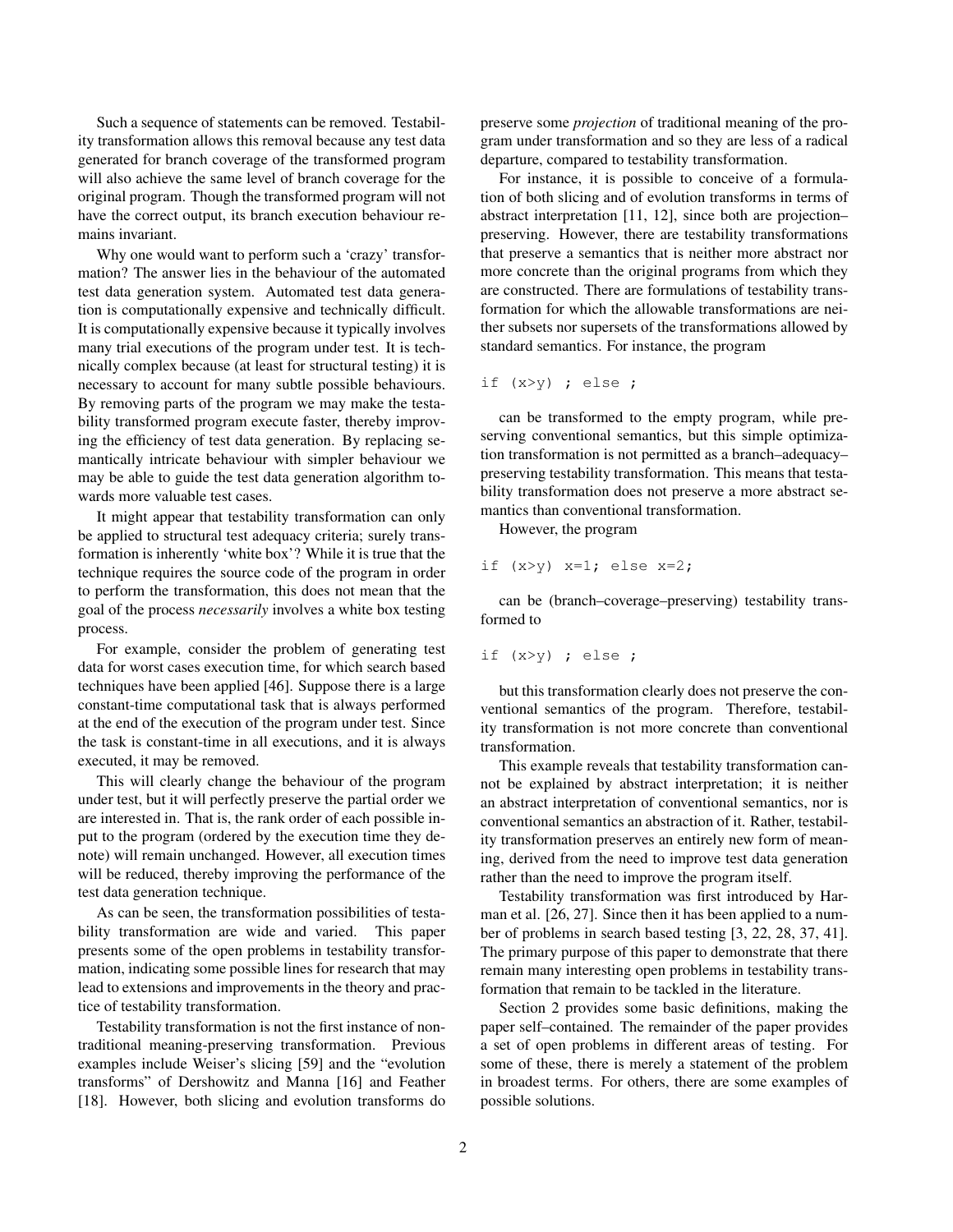Such a sequence of statements can be removed. Testability transformation allows this removal because any test data generated for branch coverage of the transformed program will also achieve the same level of branch coverage for the original program. Though the transformed program will not have the correct output, its branch execution behaviour remains invariant.

Why one would want to perform such a 'crazy' transformation? The answer lies in the behaviour of the automated test data generation system. Automated test data generation is computationally expensive and technically difficult. It is computationally expensive because it typically involves many trial executions of the program under test. It is technically complex because (at least for structural testing) it is necessary to account for many subtle possible behaviours. By removing parts of the program we may make the testability transformed program execute faster, thereby improving the efficiency of test data generation. By replacing semantically intricate behaviour with simpler behaviour we may be able to guide the test data generation algorithm towards more valuable test cases.

It might appear that testability transformation can only be applied to structural test adequacy criteria; surely transformation is inherently 'white box'? While it is true that the technique requires the source code of the program in order to perform the transformation, this does not mean that the goal of the process *necessarily* involves a white box testing process.

For example, consider the problem of generating test data for worst cases execution time, for which search based techniques have been applied [46]. Suppose there is a large constant-time computational task that is always performed at the end of the execution of the program under test. Since the task is constant-time in all executions, and it is always executed, it may be removed.

This will clearly change the behaviour of the program under test, but it will perfectly preserve the partial order we are interested in. That is, the rank order of each possible input to the program (ordered by the execution time they denote) will remain unchanged. However, all execution times will be reduced, thereby improving the performance of the test data generation technique.

As can be seen, the transformation possibilities of testability transformation are wide and varied. This paper presents some of the open problems in testability transformation, indicating some possible lines for research that may lead to extensions and improvements in the theory and practice of testability transformation.

Testability transformation is not the first instance of non-traditional meaning-preserving transformation. Previous examples include Weiser's slicing [59] and the "evolution transforms" of Dershowitz and Manna [16] and Feather [18]. However, both slicing and evolution transforms do preserve some *projection* of traditional meaning of the program under transformation and so they are less of a radical departure, compared to testability transformation.

For instance, it is possible to conceive of a formulation of both slicing and of evolution transforms in terms of abstract interpretation [11, 12], since both are projection–preserving. However, there are testability transformations that preserve a semantics that is neither more abstract nor more concrete than the original programs from which they are constructed. There are formulations of testability transformation for which the allowable transformations are neither subsets nor supersets of the transformations allowed by standard semantics. For instance, the program

```
if (x>y) ; else ;
```

can be transformed to the empty program, while preserving conventional semantics, but this simple optimization transformation is not permitted as a branch–adequacy–preserving testability transformation. This means that testability transformation does not preserve a more abstract semantics than conventional transformation.

However, the program

```
if (x>y) x=1; else x=2;
```

can be (branch–coverage–preserving) testability transformed to

```
if (x>y) ; else ;
```

but this transformation clearly does not preserve the conventional semantics of the program. Therefore, testability transformation is not more concrete than conventional transformation.

This example reveals that testability transformation cannot be explained by abstract interpretation; it is neither an abstract interpretation of conventional semantics, nor is conventional semantics an abstraction of it. Rather, testability transformation preserves an entirely new form of meaning, derived from the need to improve test data generation rather than the need to improve the program itself.

Testability transformation was first introduced by Harman et al. [26, 27]. Since then it has been applied to a number of problems in search based testing [3, 22, 28, 37, 41]. The primary purpose of this paper to demonstrate that there remain many interesting open problems in testability transformation that remain to be tackled in the literature.

Section 2 provides some basic definitions, making the paper self–contained. The remainder of the paper provides a set of open problems in different areas of testing. For some of these, there is merely a statement of the problem in broadest terms. For others, there are some examples of possible solutions.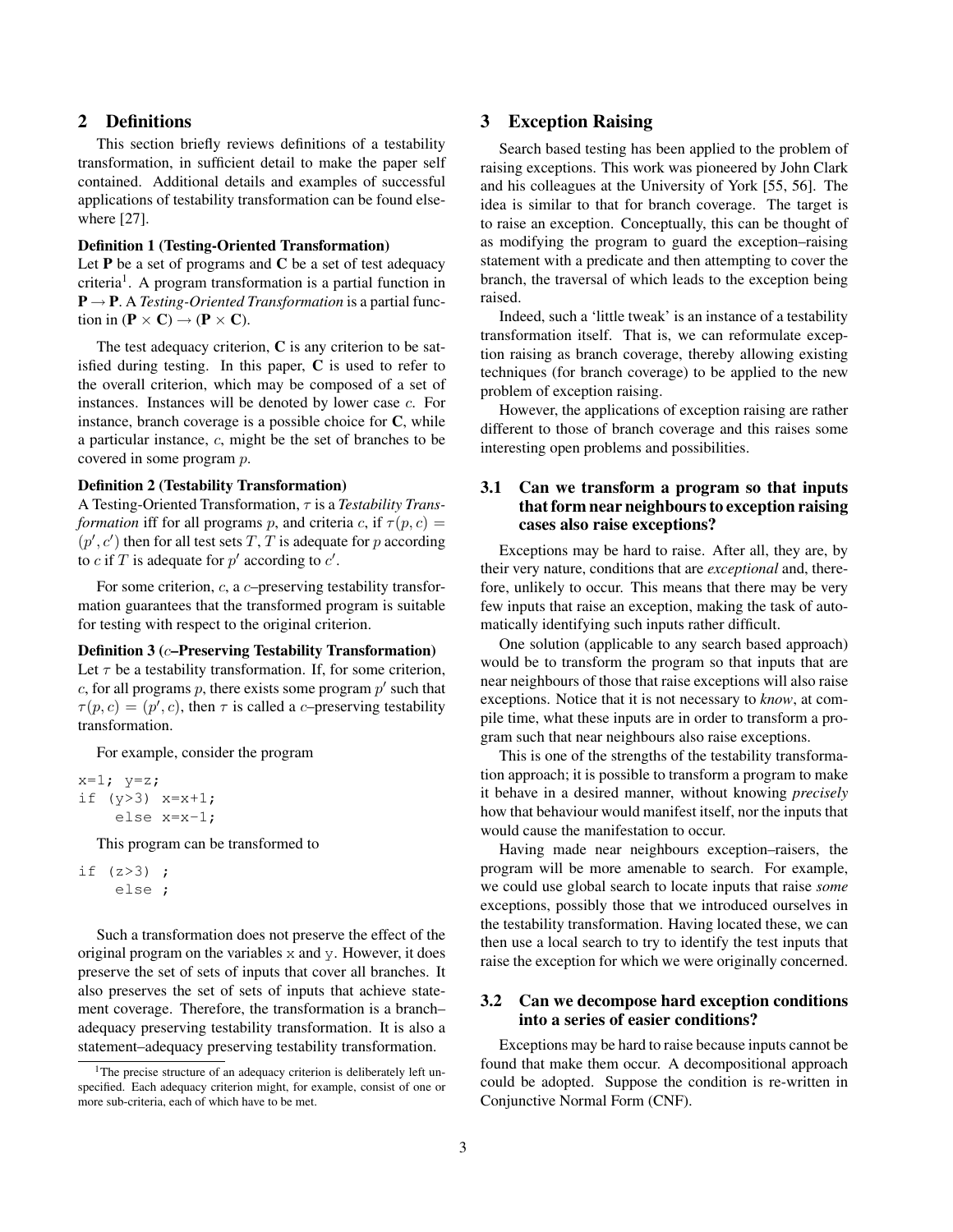## 2 Definitions

This section briefly reviews definitions of a testability transformation, in sufficient detail to make the paper self contained. Additional details and examples of successful applications of testability transformation can be found elsewhere [27].

**Definition 1 (Testing-Oriented Transformation)**
Let **P** be a set of programs and **C** be a set of test adequacy criteria[1]. A program transformation is a partial function in $\mathbf{P} \rightarrow \mathbf{P}$. A *Testing-Oriented Transformation* is a partial function in $(\mathbf{P} \times \mathbf{C}) \rightarrow (\mathbf{P} \times \mathbf{C})$.

The test adequacy criterion, **C** is any criterion to be satisfied during testing. In this paper, **C** is used to refer to the overall criterion, which may be composed of a set of instances. Instances will be denoted by lower case $c$. For instance, branch coverage is a possible choice for **C**, while a particular instance, $c$, might be the set of branches to be covered in some program $p$.

**Definition 2 (Testability Transformation)**
A Testing-Oriented Transformation, $\tau$ is a *Testability Transformation* iff for all programs $p$, and criteria $c$, if $\tau(p, c) = (p', c')$ then for all test sets $T$, $T$ is adequate for $p$ according to $c$ if $T$ is adequate for $p'$ according to $c'$.

For some criterion, $c$, a $c$–preserving testability transformation guarantees that the transformed program is suitable for testing with respect to the original criterion.

**Definition 3 ($c$–Preserving Testability Transformation)**
Let $\tau$ be a testability transformation. If, for some criterion, $c$, for all programs $p$, there exists some program $p'$ such that $\tau(p, c) = (p', c)$, then $\tau$ is called a $c$–preserving testability transformation.

For example, consider the program

```
x=1; y=z;
if (y>3) x=x+1;
     else x=x-1;
```

This program can be transformed to

```
if (z>3) ;
     else ;
```

Such a transformation does not preserve the effect of the original program on the variables x and y. However, it does preserve the set of sets of inputs that cover all branches. It also preserves the set of sets of inputs that achieve statement coverage. Therefore, the transformation is a branch–adequacy preserving testability transformation. It is also a statement–adequacy preserving testability transformation.

[1] The precise structure of an adequacy criterion is deliberately left unspecified. Each adequacy criterion might, for example, consist of one or more sub-criteria, each of which have to be met.

## 3 Exception Raising

Search based testing has been applied to the problem of raising exceptions. This work was pioneered by John Clark and his colleagues at the University of York [55, 56]. The idea is similar to that for branch coverage. The target is to raise an exception. Conceptually, this can be thought of as modifying the program to guard the exception–raising statement with a predicate and then attempting to cover the branch, the traversal of which leads to the exception being raised.

Indeed, such a 'little tweak' is an instance of a testability transformation itself. That is, we can reformulate exception raising as branch coverage, thereby allowing existing techniques (for branch coverage) to be applied to the new problem of exception raising.

However, the applications of exception raising are rather different to those of branch coverage and this raises some interesting open problems and possibilities.

### 3.1 Can we transform a program so that inputs that form near neighbours to exception raising cases also raise exceptions?

Exceptions may be hard to raise. After all, they are, by their very nature, conditions that are *exceptional* and, therefore, unlikely to occur. This means that there may be very few inputs that raise an exception, making the task of automatically identifying such inputs rather difficult.

One solution (applicable to any search based approach) would be to transform the program so that inputs that are near neighbours of those that raise exceptions will also raise exceptions. Notice that it is not necessary to *know*, at compile time, what these inputs are in order to transform a program such that near neighbours also raise exceptions.

This is one of the strengths of the testability transformation approach; it is possible to transform a program to make it behave in a desired manner, without knowing *precisely* how that behaviour would manifest itself, nor the inputs that would cause the manifestation to occur.

Having made near neighbours exception–raisers, the program will be more amenable to search. For example, we could use global search to locate inputs that raise *some* exceptions, possibly those that we introduced ourselves in the testability transformation. Having located these, we can then use a local search to try to identify the test inputs that raise the exception for which we were originally concerned.

### 3.2 Can we decompose hard exception conditions into a series of easier conditions?

Exceptions may be hard to raise because inputs cannot be found that make them occur. A decompositional approach could be adopted. Suppose the condition is re-written in Conjunctive Normal Form (CNF).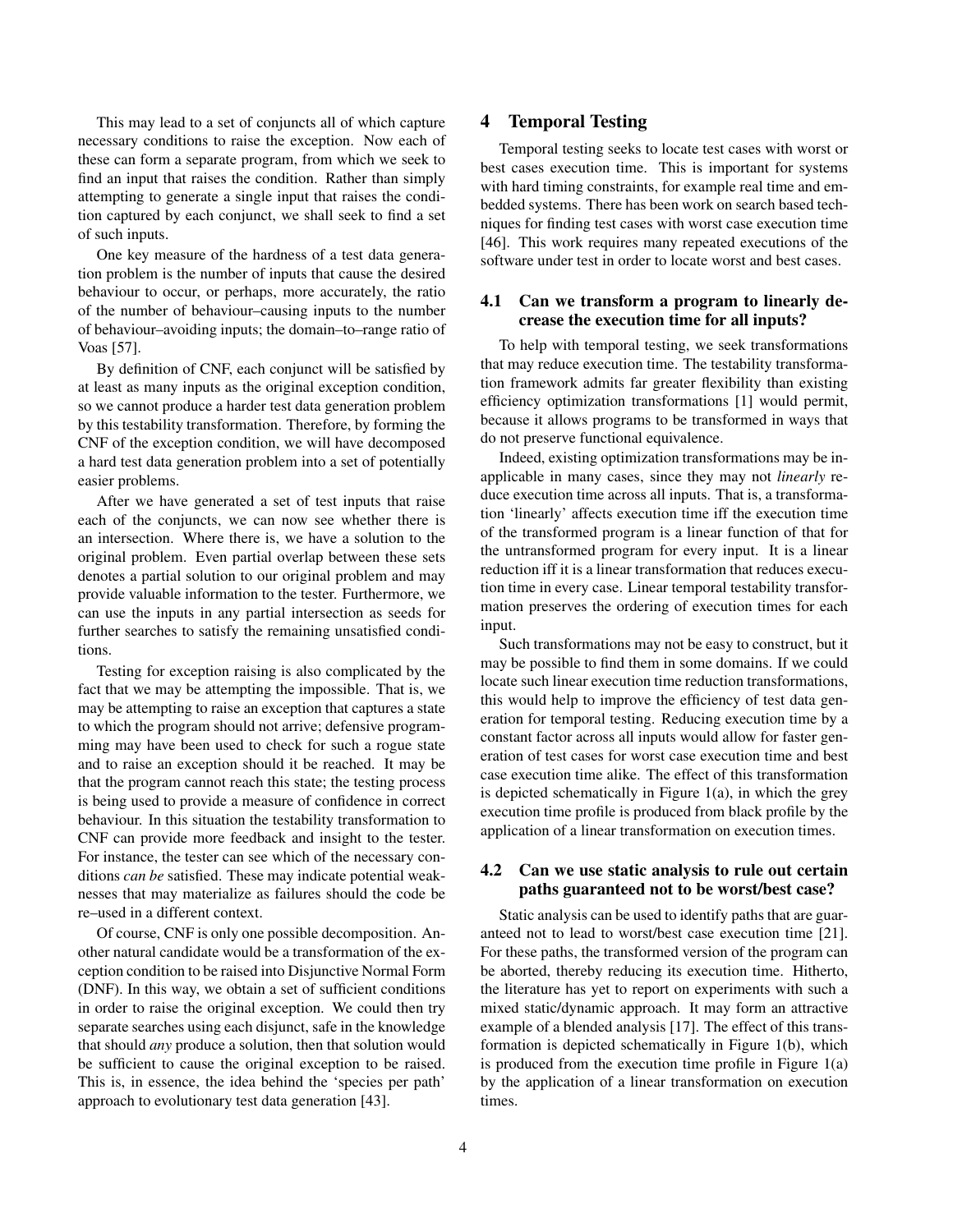This may lead to a set of conjuncts all of which capture necessary conditions to raise the exception. Now each of these can form a separate program, from which we seek to find an input that raises the condition. Rather than simply attempting to generate a single input that raises the condition captured by each conjunct, we shall seek to find a set of such inputs.

One key measure of the hardness of a test data generation problem is the number of inputs that cause the desired behaviour to occur, or perhaps, more accurately, the ratio of the number of behaviour–causing inputs to the number of behaviour–avoiding inputs; the domain–to–range ratio of Voas [57].

By definition of CNF, each conjunct will be satisfied by at least as many inputs as the original exception condition, so we cannot produce a harder test data generation problem by this testability transformation. Therefore, by forming the CNF of the exception condition, we will have decomposed a hard test data generation problem into a set of potentially easier problems.

After we have generated a set of test inputs that raise each of the conjuncts, we can now see whether there is an intersection. Where there is, we have a solution to the original problem. Even partial overlap between these sets denotes a partial solution to our original problem and may provide valuable information to the tester. Furthermore, we can use the inputs in any partial intersection as seeds for further searches to satisfy the remaining unsatisfied conditions.

Testing for exception raising is also complicated by the fact that we may be attempting the impossible. That is, we may be attempting to raise an exception that captures a state to which the program should not arrive; defensive programming may have been used to check for such a rogue state and to raise an exception should it be reached. It may be that the program cannot reach this state; the testing process is being used to provide a measure of confidence in correct behaviour. In this situation the testability transformation to CNF can provide more feedback and insight to the tester. For instance, the tester can see which of the necessary conditions *can be* satisfied. These may indicate potential weaknesses that may materialize as failures should the code be re–used in a different context.

Of course, CNF is only one possible decomposition. Another natural candidate would be a transformation of the exception condition to be raised into Disjunctive Normal Form (DNF). In this way, we obtain a set of sufficient conditions in order to raise the original exception. We could then try separate searches using each disjunct, safe in the knowledge that should *any* produce a solution, then that solution would be sufficient to cause the original exception to be raised. This is, in essence, the idea behind the 'species per path' approach to evolutionary test data generation [43].

## 4 Temporal Testing

Temporal testing seeks to locate test cases with worst or best cases execution time. This is important for systems with hard timing constraints, for example real time and embedded systems. There has been work on search based techniques for finding test cases with worst case execution time [46]. This work requires many repeated executions of the software under test in order to locate worst and best cases.

### 4.1 Can we transform a program to linearly decrease the execution time for all inputs?

To help with temporal testing, we seek transformations that may reduce execution time. The testability transformation framework admits far greater flexibility than existing efficiency optimization transformations [1] would permit, because it allows programs to be transformed in ways that do not preserve functional equivalence.

Indeed, existing optimization transformations may be inapplicable in many cases, since they may not *linearly* reduce execution time across all inputs. That is, a transformation 'linearly' affects execution time iff the execution time of the transformed program is a linear function of that for the untransformed program for every input. It is a linear reduction iff it is a linear transformation that reduces execution time in every case. Linear temporal testability transformation preserves the ordering of execution times for each input.

Such transformations may not be easy to construct, but it may be possible to find them in some domains. If we could locate such linear execution time reduction transformations, this would help to improve the efficiency of test data generation for temporal testing. Reducing execution time by a constant factor across all inputs would allow for faster generation of test cases for worst case execution time and best case execution time alike. The effect of this transformation is depicted schematically in Figure 1(a), in which the grey execution time profile is produced from black profile by the application of a linear transformation on execution times.

### 4.2 Can we use static analysis to rule out certain paths guaranteed not to be worst/best case?

Static analysis can be used to identify paths that are guaranteed not to lead to worst/best case execution time [21]. For these paths, the transformed version of the program can be aborted, thereby reducing its execution time. Hitherto, the literature has yet to report on experiments with such a mixed static/dynamic approach. It may form an attractive example of a blended analysis [17]. The effect of this transformation is depicted schematically in Figure 1(b), which is produced from the execution time profile in Figure 1(a) by the application of a linear transformation on execution times.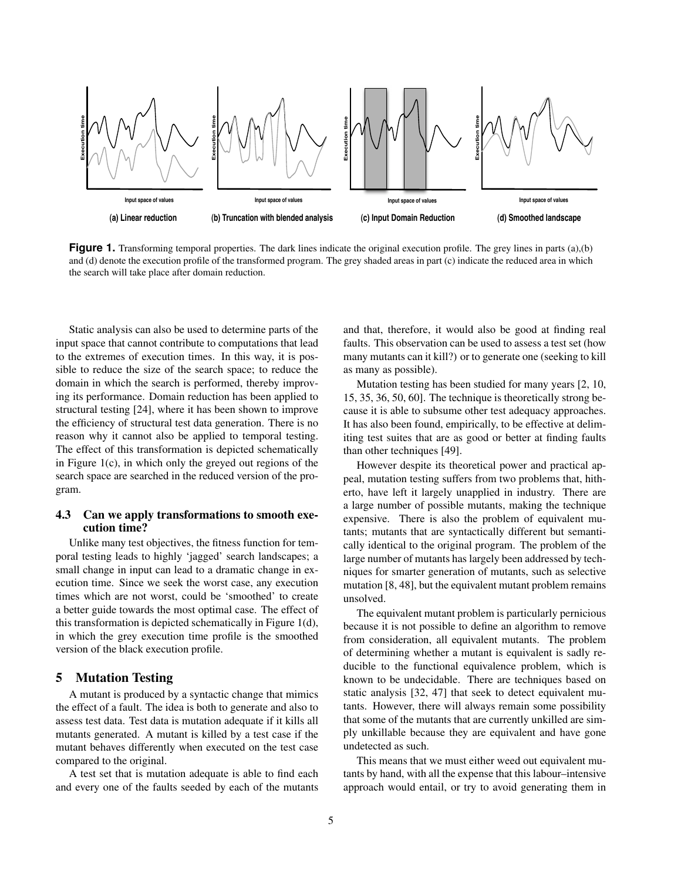(a) Linear reduction

(b) Truncation with blended analysis

(c) Input Domain Reduction

(d) Smoothed landscape

**Figure 1.** Transforming temporal properties. The dark lines indicate the original execution profile. The grey lines in parts (a),(b) and (d) denote the execution profile of the transformed program. The grey shaded areas in part (c) indicate the reduced area in which the search will take place after domain reduction.

Static analysis can also be used to determine parts of the input space that cannot contribute to computations that lead to the extremes of execution times. In this way, it is possible to reduce the size of the search space; to reduce the domain in which the search is performed, thereby improving its performance. Domain reduction has been applied to structural testing [24], where it has been shown to improve the efficiency of structural test data generation. There is no reason why it cannot also be applied to temporal testing. The effect of this transformation is depicted schematically in Figure 1(c), in which only the greyed out regions of the search space are searched in the reduced version of the program.

### 4.3 Can we apply transformations to smooth execution time?

Unlike many test objectives, the fitness function for temporal testing leads to highly 'jagged' search landscapes; a small change in input can lead to a dramatic change in execution time. Since we seek the worst case, any execution times which are not worst, could be 'smoothed' to create a better guide towards the most optimal case. The effect of this transformation is depicted schematically in Figure 1(d), in which the grey execution time profile is the smoothed version of the black execution profile.

## 5 Mutation Testing

A mutant is produced by a syntactic change that mimics the effect of a fault. The idea is both to generate and also to assess test data. Test data is mutation adequate if it kills all mutants generated. A mutant is killed by a test case if the mutant behaves differently when executed on the test case compared to the original.

A test set that is mutation adequate is able to find each and every one of the faults seeded by each of the mutants and that, therefore, it would also be good at finding real faults. This observation can be used to assess a test set (how many mutants can it kill?) or to generate one (seeking to kill as many as possible).

Mutation testing has been studied for many years [2, 10, 15, 35, 36, 50, 60]. The technique is theoretically strong because it is able to subsume other test adequacy approaches. It has also been found, empirically, to be effective at delimiting test suites that are as good or better at finding faults than other techniques [49].

However despite its theoretical power and practical appeal, mutation testing suffers from two problems that, hitherto, have left it largely unapplied in industry. There are a large number of possible mutants, making the technique expensive. There is also the problem of equivalent mutants; mutants that are syntactically different but semantically identical to the original program. The problem of the large number of mutants has largely been addressed by techniques for smarter generation of mutants, such as selective mutation [8, 48], but the equivalent mutant problem remains unsolved.

The equivalent mutant problem is particularly pernicious because it is not possible to define an algorithm to remove from consideration, all equivalent mutants. The problem of determining whether a mutant is equivalent is sadly reducible to the functional equivalence problem, which is known to be undecidable. There are techniques based on static analysis [32, 47] that seek to detect equivalent mutants. However, there will always remain some possibility that some of the mutants that are currently unkilled are simply unkillable because they are equivalent and have gone undetected as such.

This means that we must either weed out equivalent mutants by hand, with all the expense that this labour–intensive approach would entail, or try to avoid generating them in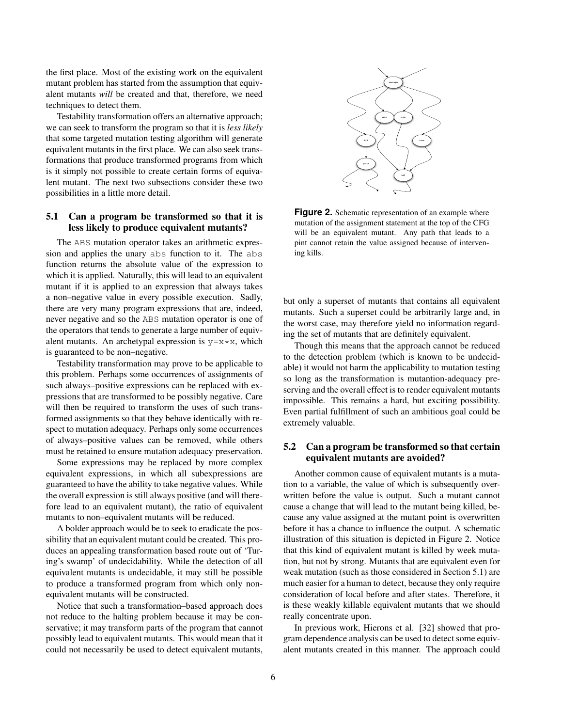the first place. Most of the existing work on the equivalent mutant problem has started from the assumption that equivalent mutants *will* be created and that, therefore, we need techniques to detect them.

Testability transformation offers an alternative approach; we can seek to transform the program so that it is *less likely* that some targeted mutation testing algorithm will generate equivalent mutants in the first place. We can also seek transformations that produce transformed programs from which is it simply not possible to create certain forms of equivalent mutant. The next two subsections consider these two possibilities in a little more detail.

### 5.1 Can a program be transformed so that it is less likely to produce equivalent mutants?

The ABS mutation operator takes an arithmetic expression and applies the unary abs function to it. The abs function returns the absolute value of the expression to which it is applied. Naturally, this will lead to an equivalent mutant if it is applied to an expression that always takes a non–negative value in every possible execution. Sadly, there are very many program expressions that are, indeed, never negative and so the ABS mutation operator is one of the operators that tends to generate a large number of equivalent mutants. An archetypal expression is `y=x*x`, which is guaranteed to be non–negative.

Testability transformation may prove to be applicable to this problem. Perhaps some occurrences of assignments of such always–positive expressions can be replaced with expressions that are transformed to be possibly negative. Care will then be required to transform the uses of such transformed assignments so that they behave identically with respect to mutation adequacy. Perhaps only some occurrences of always–positive values can be removed, while others must be retained to ensure mutation adequacy preservation.

Some expressions may be replaced by more complex equivalent expressions, in which all subexpressions are guaranteed to have the ability to take negative values. While the overall expression is still always positive (and will therefore lead to an equivalent mutant), the ratio of equivalent mutants to non–equivalent mutants will be reduced.

A bolder approach would be to seek to eradicate the possibility that an equivalent mutant could be created. This produces an appealing transformation based route out of 'Turing's swamp' of undecidability. While the detection of all equivalent mutants is undecidable, it may still be possible to produce a transformed program from which only non-equivalent mutants will be constructed.

Notice that such a transformation–based approach does not reduce to the halting problem because it may be conservative; it may transform parts of the program that cannot possibly lead to equivalent mutants. This would mean that it could not necessarily be used to detect equivalent mutants, but only a superset of mutants that contains all equivalent mutants. Such a superset could be arbitrarily large and, in the worst case, may therefore yield no information regarding the set of mutants that are definitely equivalent.

Though this means that the approach cannot be reduced to the detection problem (which is known to be undecidable) it would not harm the applicability to mutation testing so long as the transformation is mutantion-adequacy preserving and the overall effect is to render equivalent mutants impossible. This remains a hard, but exciting possibility. Even partial fulfillment of such an ambitious goal could be extremely valuable.

**Figure 2.** Schematic representation of an example where mutation of the assignment statement at the top of the CFG will be an equivalent mutant. Any path that leads to a pint cannot retain the value assigned because of intervening kills.

### 5.2 Can a program be transformed so that certain equivalent mutants are avoided?

Another common cause of equivalent mutants is a mutation to a variable, the value of which is subsequently overwritten before the value is output. Such a mutant cannot cause a change that will lead to the mutant being killed, because any value assigned at the mutant point is overwritten before it has a chance to influence the output. A schematic illustration of this situation is depicted in Figure 2. Notice that this kind of equivalent mutant is killed by week mutation, but not by strong. Mutants that are equivalent even for weak mutation (such as those considered in Section 5.1) are much easier for a human to detect, because they only require consideration of local before and after states. Therefore, it is these weakly killable equivalent mutants that we should really concentrate upon.

In previous work, Hierons et al. [32] showed that program dependence analysis can be used to detect some equivalent mutants created in this manner. The approach could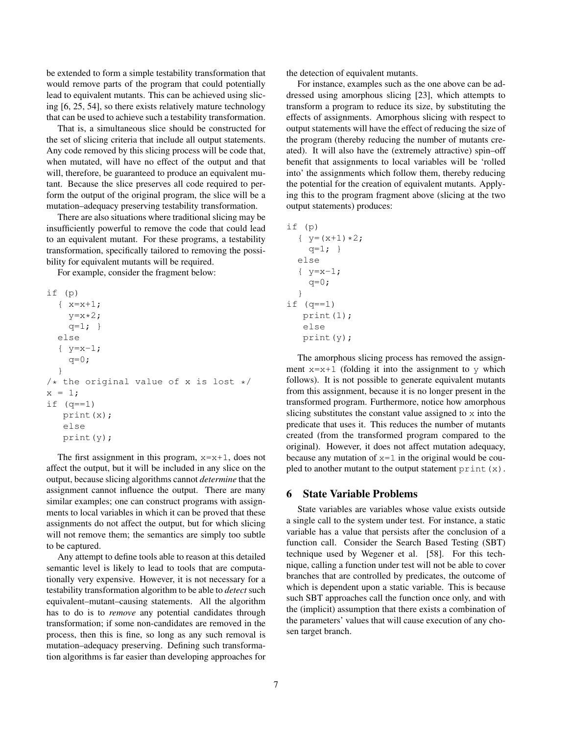be extended to form a simple testability transformation that would remove parts of the program that could potentially lead to equivalent mutants. This can be achieved using slicing [6, 25, 54], so there exists relatively mature technology that can be used to achieve such a testability transformation.

That is, a simultaneous slice should be constructed for the set of slicing criteria that include all output statements. Any code removed by this slicing process will be code that, when mutated, will have no effect of the output and that will, therefore, be guaranteed to produce an equivalent mutant. Because the slice preserves all code required to perform the output of the original program, the slice will be a mutation–adequacy preserving testability transformation.

There are also situations where traditional slicing may be insufficiently powerful to remove the code that could lead to an equivalent mutant. For these programs, a testability transformation, specifically tailored to removing the possibility for equivalent mutants will be required.

For example, consider the fragment below:

```
if (p)
  { x=x+1;
    y=x*2;
    q=1; }
  else
  { y=x-1;
    q=0;
  }
/* the original value of x is lost */
x = 1;
if (q==1)
   print(x);
   else
   print(y);
```

The first assignment in this program, `x=x+1`, does not affect the output, but it will be included in any slice on the output, because slicing algorithms cannot *determine* that the assignment cannot influence the output. There are many similar examples; one can construct programs with assignments to local variables in which it can be proved that these assignments do not affect the output, but for which slicing will not remove them; the semantics are simply too subtle to be captured.

Any attempt to define tools able to reason at this detailed semantic level is likely to lead to tools that are computationally very expensive. However, it is not necessary for a testability transformation algorithm to be able to *detect* such equivalent–mutant–causing statements. All the algorithm has to do is to *remove* any potential candidates through transformation; if some non-candidates are removed in the process, then this is fine, so long as any such removal is mutation–adequacy preserving. Defining such transformation algorithms is far easier than developing approaches for the detection of equivalent mutants.

For instance, examples such as the one above can be addressed using amorphous slicing [23], which attempts to transform a program to reduce its size, by substituting the effects of assignments. Amorphous slicing with respect to output statements will have the effect of reducing the size of the program (thereby reducing the number of mutants created). It will also have the (extremely attractive) spin–off benefit that assignments to local variables will be 'rolled into' the assignments which follow them, thereby reducing the potential for the creation of equivalent mutants. Applying this to the program fragment above (slicing at the two output statements) produces:

```
if (p)
  { y=(x+1)*2;
    q=1; }
  else
  { y=x-1;
    q=0;
  }
if (q==1)
   print(1);
   else
   print(y);
```

The amorphous slicing process has removed the assignment `x=x+1` (folding it into the assignment to `y` which follows). It is not possible to generate equivalent mutants from this assignment, because it is no longer present in the transformed program. Furthermore, notice how amorphous slicing substitutes the constant value assigned to `x` into the predicate that uses it. This reduces the number of mutants created (from the transformed program compared to the original). However, it does not affect mutation adequacy, because any mutation of `x=1` in the original would be coupled to another mutant to the output statement `print(x)`.

## 6 State Variable Problems

State variables are variables whose value exists outside a single call to the system under test. For instance, a static variable has a value that persists after the conclusion of a function call. Consider the Search Based Testing (SBT) technique used by Wegener et al. [58]. For this technique, calling a function under test will not be able to cover branches that are controlled by predicates, the outcome of which is dependent upon a static variable. This is because such SBT approaches call the function once only, and with the (implicit) assumption that there exists a combination of the parameters' values that will cause execution of any chosen target branch.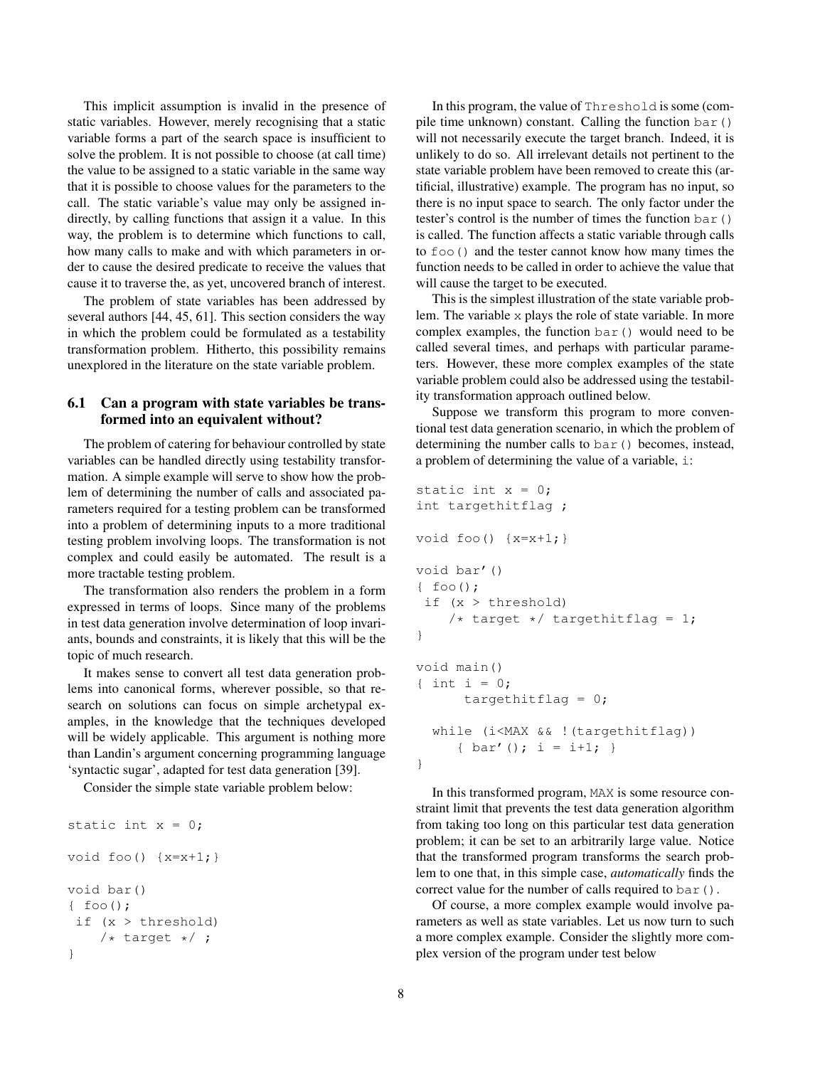This implicit assumption is invalid in the presence of static variables. However, merely recognising that a static variable forms a part of the search space is insufficient to solve the problem. It is not possible to choose (at call time) the value to be assigned to a static variable in the same way that it is possible to choose values for the parameters to the call. The static variable's value may only be assigned indirectly, by calling functions that assign it a value. In this way, the problem is to determine which functions to call, how many calls to make and with which parameters in order to cause the desired predicate to receive the values that cause it to traverse the, as yet, uncovered branch of interest.

The problem of state variables has been addressed by several authors [44, 45, 61]. This section considers the way in which the problem could be formulated as a testability transformation problem. Hitherto, this possibility remains unexplored in the literature on the state variable problem.

### 6.1 Can a program with state variables be transformed into an equivalent without?

The problem of catering for behaviour controlled by state variables can be handled directly using testability transformation. A simple example will serve to show how the problem of determining the number of calls and associated parameters required for a testing problem can be transformed into a problem of determining inputs to a more traditional testing problem involving loops. The transformation is not complex and could easily be automated. The result is a more tractable testing problem.

The transformation also renders the problem in a form expressed in terms of loops. Since many of the problems in test data generation involve determination of loop invariants, bounds and constraints, it is likely that this will be the topic of much research.

It makes sense to convert all test data generation problems into canonical forms, wherever possible, so that research on solutions can focus on simple archetypal examples, in the knowledge that the techniques developed will be widely applicable. This argument is nothing more than Landin's argument concerning programming language 'syntactic sugar', adapted for test data generation [39].

Consider the simple state variable problem below:

```
static int x = 0;

void foo() {x=x+1;}

void bar()
{ foo();
 if (x > threshold)
    /* target */ ;
}
```

In this program, the value of `Threshold` is some (compile time unknown) constant. Calling the function `bar()` will not necessarily execute the target branch. Indeed, it is unlikely to do so. All irrelevant details not pertinent to the state variable problem have been removed to create this (artificial, illustrative) example. The program has no input, so there is no input space to search. The only factor under the tester's control is the number of times the function `bar()` is called. The function affects a static variable through calls to `foo()` and the tester cannot know how many times the function needs to be called in order to achieve the value that will cause the target to be executed.

This is the simplest illustration of the state variable problem. The variable `x` plays the role of state variable. In more complex examples, the function `bar()` would need to be called several times, and perhaps with particular parameters. However, these more complex examples of the state variable problem could also be addressed using the testability transformation approach outlined below.

Suppose we transform this program to more conventional test data generation scenario, in which the problem of determining the number calls to `bar()` becomes, instead, a problem of determining the value of a variable, `i`:

```
static int x = 0;
int targethitflag ;

void foo() {x=x+1;}

void bar'()
{ foo();
 if (x > threshold)
    /* target */ targethitflag = 1;
}

void main()
{ int i = 0;
      targethitflag = 0;

  while (i<MAX && !(targethitflag))
     { bar'(); i = i+1; }
}
```

In this transformed program, `MAX` is some resource constraint limit that prevents the test data generation algorithm from taking too long on this particular test data generation problem; it can be set to an arbitrarily large value. Notice that the transformed program transforms the search problem to one that, in this simple case, *automatically* finds the correct value for the number of calls required to `bar()`.

Of course, a more complex example would involve parameters as well as state variables. Let us now turn to such a more complex example. Consider the slightly more complex version of the program under test below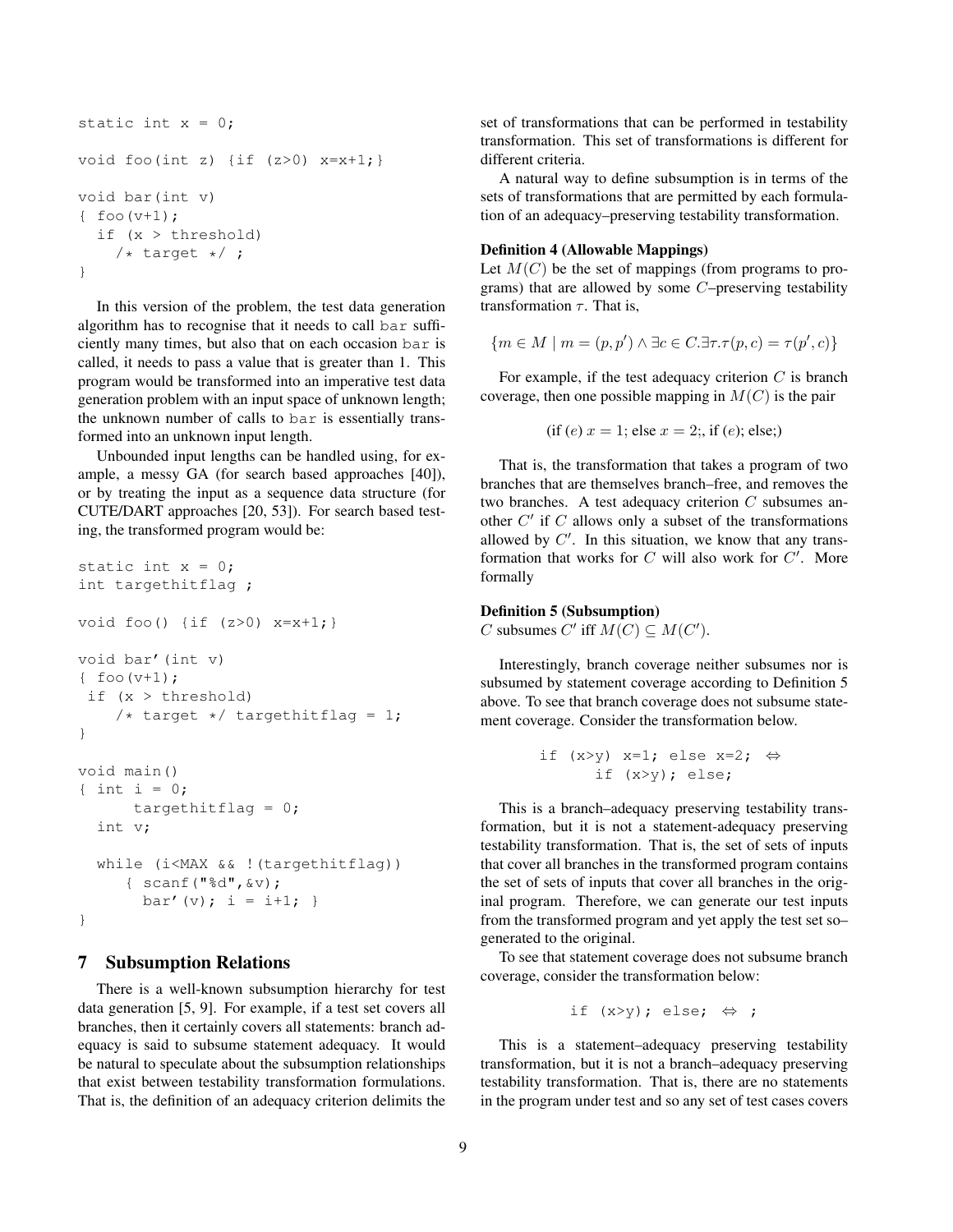```
static int x = 0;

void foo(int z) {if (z>0) x=x+1;}

void bar(int v)
{ foo(v+1);
  if (x > threshold)
    /* target */ ;
}
```

In this version of the problem, the test data generation algorithm has to recognise that it needs to call `bar` sufficiently many times, but also that on each occasion `bar` is called, it needs to pass a value that is greater than 1. This program would be transformed into an imperative test data generation problem with an input space of unknown length; the unknown number of calls to `bar` is essentially transformed into an unknown input length.

Unbounded input lengths can be handled using, for example, a messy GA (for search based approaches [40]), or by treating the input as a sequence data structure (for CUTE/DART approaches [20, 53]). For search based testing, the transformed program would be:

```
static int x = 0;
int targethitflag ;

void foo() {if (z>0) x=x+1;}

void bar'(int v)
{ foo(v+1);
 if (x > threshold)
    /* target */ targethitflag = 1;
}

void main()
{ int i = 0;
      targethitflag = 0;
  int v;

  while (i<MAX && !(targethitflag))
     { scanf("%d",&v);
       bar'(v); i = i+1; }
}
```

## 7 Subsumption Relations

There is a well-known subsumption hierarchy for test data generation [5, 9]. For example, if a test set covers all branches, then it certainly covers all statements: branch adequacy is said to subsume statement adequacy. It would be natural to speculate about the subsumption relationships that exist between testability transformation formulations. That is, the definition of an adequacy criterion delimits the set of transformations that can be performed in testability transformation. This set of transformations is different for different criteria.

A natural way to define subsumption is in terms of the sets of transformations that are permitted by each formulation of an adequacy–preserving testability transformation.

**Definition 4 (Allowable Mappings)**
Let $M(C)$ be the set of mappings (from programs to programs) that are allowed by some $C$–preserving testability transformation $\tau$. That is,

$$\{m \in M \mid m = (p, p') \wedge \exists c \in C. \exists \tau. \tau(p, c) = \tau(p', c)\}$$

For example, if the test adequacy criterion $C$ is branch coverage, then one possible mapping in $M(C)$ is the pair

(if $(e)$ $x = 1$; else $x = 2$;, if $(e)$; else;)

That is, the transformation that takes a program of two branches that are themselves branch–free, and removes the two branches. A test adequacy criterion $C$ subsumes another $C'$ if $C$ allows only a subset of the transformations allowed by $C'$. In this situation, we know that any transformation that works for $C$ will also work for $C'$. More formally

**Definition 5 (Subsumption)**
$C$ subsumes $C'$ iff $M(C) \subseteq M(C')$.

Interestingly, branch coverage neither subsumes nor is subsumed by statement coverage according to Definition 5 above. To see that branch coverage does not subsume statement coverage. Consider the transformation below.

```
if (x>y) x=1; else x=2;  ⇔
      if (x>y); else;
```

This is a branch–adequacy preserving testability transformation, but it is not a statement-adequacy preserving testability transformation. That is, the set of sets of inputs that cover all branches in the transformed program contains the set of sets of inputs that cover all branches in the original program. Therefore, we can generate our test inputs from the transformed program and yet apply the test set so–generated to the original.

To see that statement coverage does not subsume branch coverage, consider the transformation below:

```
if (x>y); else;  ⇔  ;
```

This is a statement–adequacy preserving testability transformation, but it is not a branch–adequacy preserving testability transformation. That is, there are no statements in the program under test and so any set of test cases covers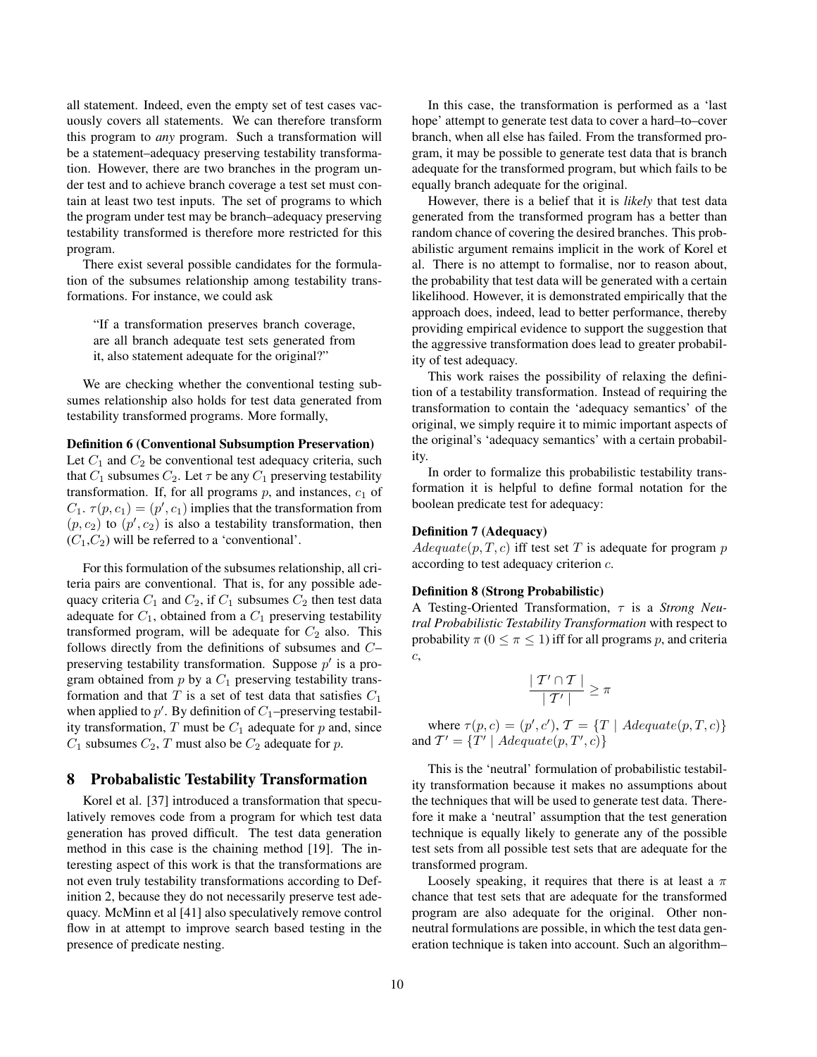all statement. Indeed, even the empty set of test cases vacuously covers all statements. We can therefore transform this program to *any* program. Such a transformation will be a statement–adequacy preserving testability transformation. However, there are two branches in the program under test and to achieve branch coverage a test set must contain at least two test inputs. The set of programs to which the program under test may be branch–adequacy preserving testability transformed is therefore more restricted for this program.

There exist several possible candidates for the formulation of the subsumes relationship among testability transformations. For instance, we could ask

> "If a transformation preserves branch coverage, are all branch adequate test sets generated from it, also statement adequate for the original?"

We are checking whether the conventional testing subsumes relationship also holds for test data generated from testability transformed programs. More formally,

**Definition 6 (Conventional Subsumption Preservation)**
Let $C_1$ and $C_2$ be conventional test adequacy criteria, such that $C_1$ subsumes $C_2$. Let $\tau$ be any $C_1$ preserving testability transformation. If, for all programs $p$, and instances, $c_1$ of $C_1$. $\tau(p, c_1) = (p', c_1)$ implies that the transformation from $(p, c_2)$ to $(p', c_2)$ is also a testability transformation, then $(C_1, C_2)$ will be referred to a 'conventional'.

For this formulation of the subsumes relationship, all criteria pairs are conventional. That is, for any possible adequacy criteria $C_1$ and $C_2$, if $C_1$ subsumes $C_2$ then test data adequate for $C_1$, obtained from a $C_1$ preserving testability transformed program, will be adequate for $C_2$ also. This follows directly from the definitions of subsumes and $C$–preserving testability transformation. Suppose $p'$ is a program obtained from $p$ by a $C_1$ preserving testability transformation and that $T$ is a set of test data that satisfies $C_1$ when applied to $p'$. By definition of $C_1$–preserving testability transformation, $T$ must be $C_1$ adequate for $p$ and, since $C_1$ subsumes $C_2$, $T$ must also be $C_2$ adequate for $p$.

## 8 Probabalistic Testability Transformation

Korel et al. [37] introduced a transformation that speculatively removes code from a program for which test data generation has proved difficult. The test data generation method in this case is the chaining method [19]. The interesting aspect of this work is that the transformations are not even truly testability transformations according to Definition 2, because they do not necessarily preserve test adequacy. McMinn et al [41] also speculatively remove control flow in at attempt to improve search based testing in the presence of predicate nesting.

In this case, the transformation is performed as a 'last hope' attempt to generate test data to cover a hard–to–cover branch, when all else has failed. From the transformed program, it may be possible to generate test data that is branch adequate for the transformed program, but which fails to be equally branch adequate for the original.

However, there is a belief that it is *likely* that test data generated from the transformed program has a better than random chance of covering the desired branches. This probabilistic argument remains implicit in the work of Korel et al. There is no attempt to formalise, nor to reason about, the probability that test data will be generated with a certain likelihood. However, it is demonstrated empirically that the approach does, indeed, lead to better performance, thereby providing empirical evidence to support the suggestion that the aggressive transformation does lead to greater probability of test adequacy.

This work raises the possibility of relaxing the definition of a testability transformation. Instead of requiring the transformation to contain the 'adequacy semantics' of the original, we simply require it to mimic important aspects of the original's 'adequacy semantics' with a certain probability.

In order to formalize this probabilistic testability transformation it is helpful to define formal notation for the boolean predicate test for adequacy:

**Definition 7 (Adequacy)**
$Adequate(p, T, c)$ iff test set $T$ is adequate for program $p$ according to test adequacy criterion $c$.

**Definition 8 (Strong Probabilistic)**
A Testing-Oriented Transformation, $\tau$ is a *Strong Neutral Probabilistic Testability Transformation* with respect to probability $\pi$ ($0 \leq \pi \leq 1$) iff for all programs $p$, and criteria $c$,

$$\frac{\mid \mathcal{T}' \cap \mathcal{T} \mid}{\mid \mathcal{T}' \mid} \geq \pi$$

where $\tau(p, c) = (p', c')$, $\mathcal{T} = \{T \mid Adequate(p, T, c)\}$ and $\mathcal{T}' = \{T' \mid Adequate(p, T', c)\}$

This is the 'neutral' formulation of probabilistic testability transformation because it makes no assumptions about the techniques that will be used to generate test data. Therefore it make a 'neutral' assumption that the test generation technique is equally likely to generate any of the possible test sets from all possible test sets that are adequate for the transformed program.

Loosely speaking, it requires that there is at least a $\pi$ chance that test sets that are adequate for the transformed program are also adequate for the original. Other non-neutral formulations are possible, in which the test data generation technique is taken into account. Such an algorithm–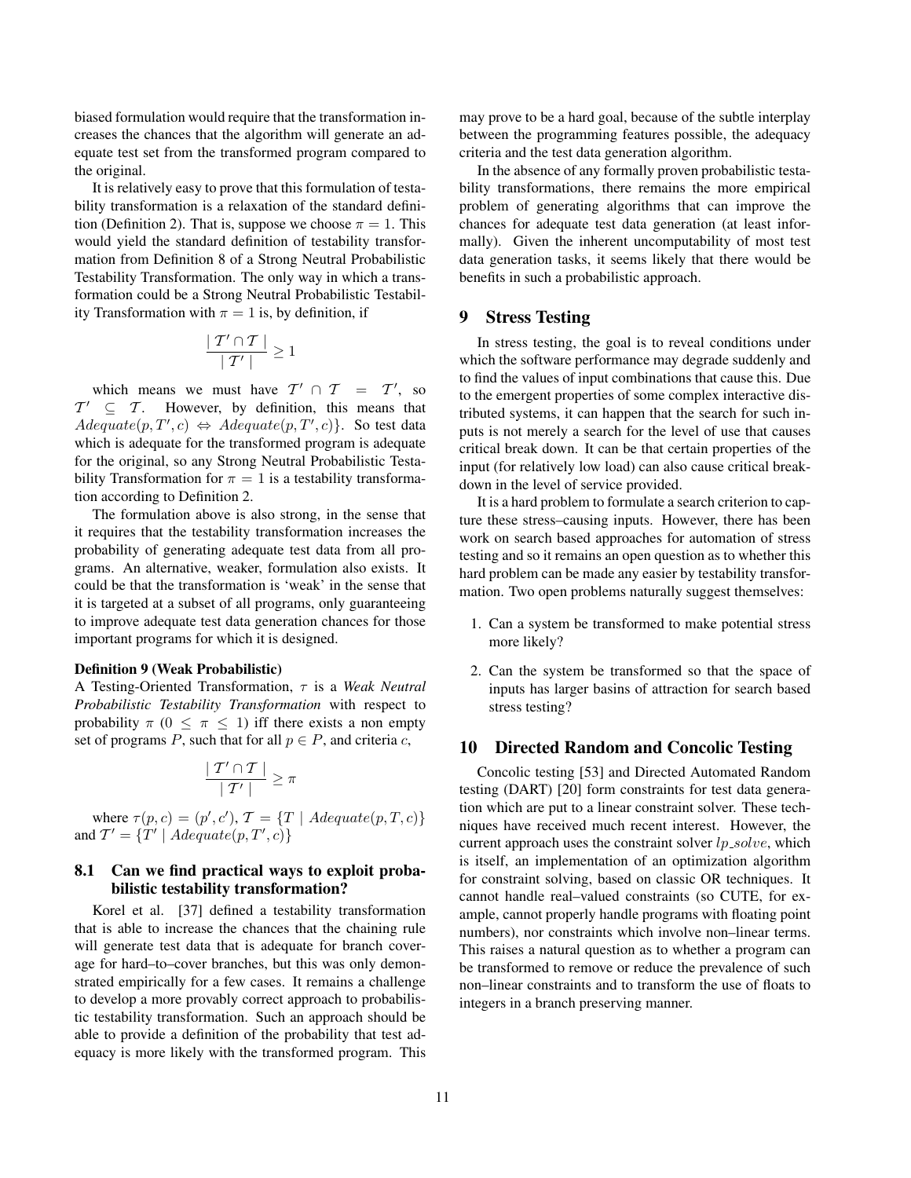biased formulation would require that the transformation increases the chances that the algorithm will generate an adequate test set from the transformed program compared to the original.

It is relatively easy to prove that this formulation of testability transformation is a relaxation of the standard definition (Definition 2). That is, suppose we choose $\pi = 1$. This would yield the standard definition of testability transformation from Definition 8 of a Strong Neutral Probabilistic Testability Transformation. The only way in which a transformation could be a Strong Neutral Probabilistic Testability Transformation with $\pi = 1$ is, by definition, if

$$\frac{\mid \mathcal{T}' \cap \mathcal{T} \mid}{\mid \mathcal{T}' \mid} \geq 1$$

which means we must have $\mathcal{T}' \cap \mathcal{T} = \mathcal{T}'$, so $\mathcal{T}' \subseteq \mathcal{T}$. However, by definition, this means that $Adequate(p, T', c) \Leftrightarrow Adequate(p, T', c)\}$. So test data which is adequate for the transformed program is adequate for the original, so any Strong Neutral Probabilistic Testability Transformation for $\pi = 1$ is a testability transformation according to Definition 2.

The formulation above is also strong, in the sense that it requires that the testability transformation increases the probability of generating adequate test data from all programs. An alternative, weaker, formulation also exists. It could be that the transformation is 'weak' in the sense that it is targeted at a subset of all programs, only guaranteeing to improve adequate test data generation chances for those important programs for which it is designed.

**Definition 9 (Weak Probabilistic)**
A Testing-Oriented Transformation, $\tau$ is a *Weak Neutral Probabilistic Testability Transformation* with respect to probability $\pi$ ($0 \leq \pi \leq 1$) iff there exists a non empty set of programs $P$, such that for all $p \in P$, and criteria $c$,

$$\frac{\mid \mathcal{T}' \cap \mathcal{T} \mid}{\mid \mathcal{T}' \mid} \geq \pi$$

where $\tau(p, c) = (p', c')$, $\mathcal{T} = \{T \mid Adequate(p, T, c)\}$ and $\mathcal{T}' = \{T' \mid Adequate(p, T', c)\}$

### 8.1 Can we find practical ways to exploit probabilistic testability transformation?

Korel et al. [37] defined a testability transformation that is able to increase the chances that the chaining rule will generate test data that is adequate for branch coverage for hard–to–cover branches, but this was only demonstrated empirically for a few cases. It remains a challenge to develop a more provably correct approach to probabilistic testability transformation. Such an approach should be able to provide a definition of the probability that test adequacy is more likely with the transformed program. This may prove to be a hard goal, because of the subtle interplay between the programming features possible, the adequacy criteria and the test data generation algorithm.

In the absence of any formally proven probabilistic testability transformations, there remains the more empirical problem of generating algorithms that can improve the chances for adequate test data generation (at least informally). Given the inherent uncomputability of most test data generation tasks, it seems likely that there would be benefits in such a probabilistic approach.

## 9 Stress Testing

In stress testing, the goal is to reveal conditions under which the software performance may degrade suddenly and to find the values of input combinations that cause this. Due to the emergent properties of some complex interactive distributed systems, it can happen that the search for such inputs is not merely a search for the level of use that causes critical break down. It can be that certain properties of the input (for relatively low load) can also cause critical breakdown in the level of service provided.

It is a hard problem to formulate a search criterion to capture these stress–causing inputs. However, there has been work on search based approaches for automation of stress testing and so it remains an open question as to whether this hard problem can be made any easier by testability transformation. Two open problems naturally suggest themselves:

1. Can a system be transformed to make potential stress more likely?
2. Can the system be transformed so that the space of inputs has larger basins of attraction for search based stress testing?

## 10 Directed Random and Concolic Testing

Concolic testing [53] and Directed Automated Random testing (DART) [20] form constraints for test data generation which are put to a linear constraint solver. These techniques have received much recent interest. However, the current approach uses the constraint solver $lp\_solve$, which is itself, an implementation of an optimization algorithm for constraint solving, based on classic OR techniques. It cannot handle real–valued constraints (so CUTE, for example, cannot properly handle programs with floating point numbers), nor constraints which involve non–linear terms. This raises a natural question as to whether a program can be transformed to remove or reduce the prevalence of such non–linear constraints and to transform the use of floats to integers in a branch preserving manner.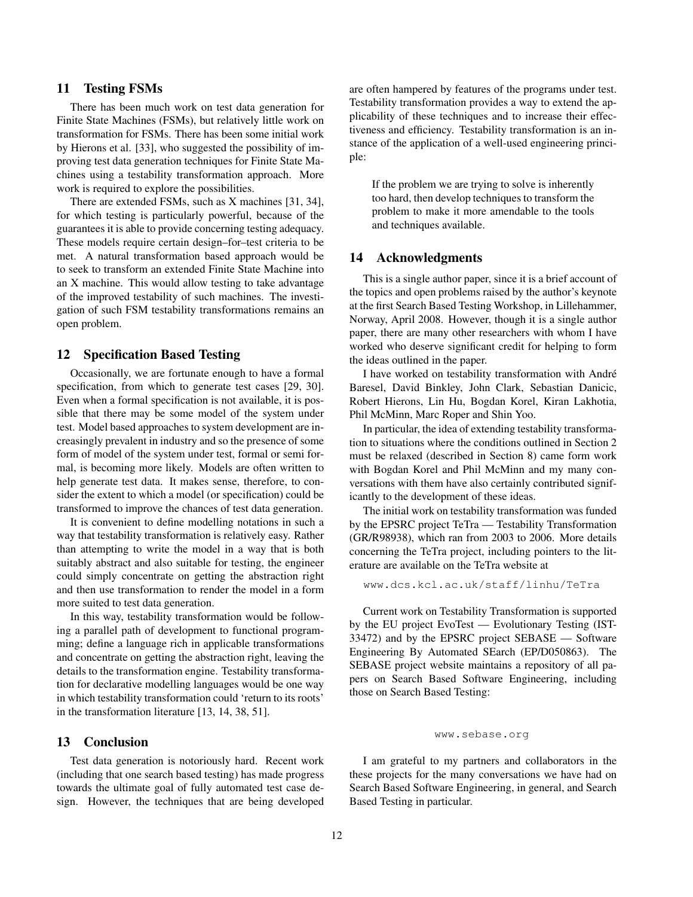## 11 Testing FSMs

There has been much work on test data generation for Finite State Machines (FSMs), but relatively little work on transformation for FSMs. There has been some initial work by Hierons et al. [33], who suggested the possibility of improving test data generation techniques for Finite State Machines using a testability transformation approach. More work is required to explore the possibilities.

There are extended FSMs, such as X machines [31, 34], for which testing is particularly powerful, because of the guarantees it is able to provide concerning testing adequacy. These models require certain design–for–test criteria to be met. A natural transformation based approach would be to seek to transform an extended Finite State Machine into an X machine. This would allow testing to take advantage of the improved testability of such machines. The investigation of such FSM testability transformations remains an open problem.

## 12 Specification Based Testing

Occasionally, we are fortunate enough to have a formal specification, from which to generate test cases [29, 30]. Even when a formal specification is not available, it is possible that there may be some model of the system under test. Model based approaches to system development are increasingly prevalent in industry and so the presence of some form of model of the system under test, formal or semi formal, is becoming more likely. Models are often written to help generate test data. It makes sense, therefore, to consider the extent to which a model (or specification) could be transformed to improve the chances of test data generation.

It is convenient to define modelling notations in such a way that testability transformation is relatively easy. Rather than attempting to write the model in a way that is both suitably abstract and also suitable for testing, the engineer could simply concentrate on getting the abstraction right and then use transformation to render the model in a form more suited to test data generation.

In this way, testability transformation would be following a parallel path of development to functional programming; define a language rich in applicable transformations and concentrate on getting the abstraction right, leaving the details to the transformation engine. Testability transformation for declarative modelling languages would be one way in which testability transformation could 'return to its roots' in the transformation literature [13, 14, 38, 51].

## 13 Conclusion

Test data generation is notoriously hard. Recent work (including that one search based testing) has made progress towards the ultimate goal of fully automated test case design. However, the techniques that are being developed are often hampered by features of the programs under test. Testability transformation provides a way to extend the applicability of these techniques and to increase their effectiveness and efficiency. Testability transformation is an instance of the application of a well-used engineering principle:

> If the problem we are trying to solve is inherently too hard, then develop techniques to transform the problem to make it more amendable to the tools and techniques available.

## 14 Acknowledgments

This is a single author paper, since it is a brief account of the topics and open problems raised by the author's keynote at the first Search Based Testing Workshop, in Lillehammer, Norway, April 2008. However, though it is a single author paper, there are many other researchers with whom I have worked who deserve significant credit for helping to form the ideas outlined in the paper.

I have worked on testability transformation with André Baresel, David Binkley, John Clark, Sebastian Danicic, Robert Hierons, Lin Hu, Bogdan Korel, Kiran Lakhotia, Phil McMinn, Marc Roper and Shin Yoo.

In particular, the idea of extending testability transformation to situations where the conditions outlined in Section 2 must be relaxed (described in Section 8) came form work with Bogdan Korel and Phil McMinn and my many conversations with them have also certainly contributed significantly to the development of these ideas.

The initial work on testability transformation was funded by the EPSRC project TeTra — Testability Transformation (GR/R98938), which ran from 2003 to 2006. More details concerning the TeTra project, including pointers to the literature are available on the TeTra website at

www.dcs.kcl.ac.uk/staff/linhu/TeTra

Current work on Testability Transformation is supported by the EU project EvoTest — Evolutionary Testing (IST-33472) and by the EPSRC project SEBASE — Software Engineering By Automated SEarch (EP/D050863). The SEBASE project website maintains a repository of all papers on Search Based Software Engineering, including those on Search Based Testing:

www.sebase.org

I am grateful to my partners and collaborators in the these projects for the many conversations we have had on Search Based Software Engineering, in general, and Search Based Testing in particular.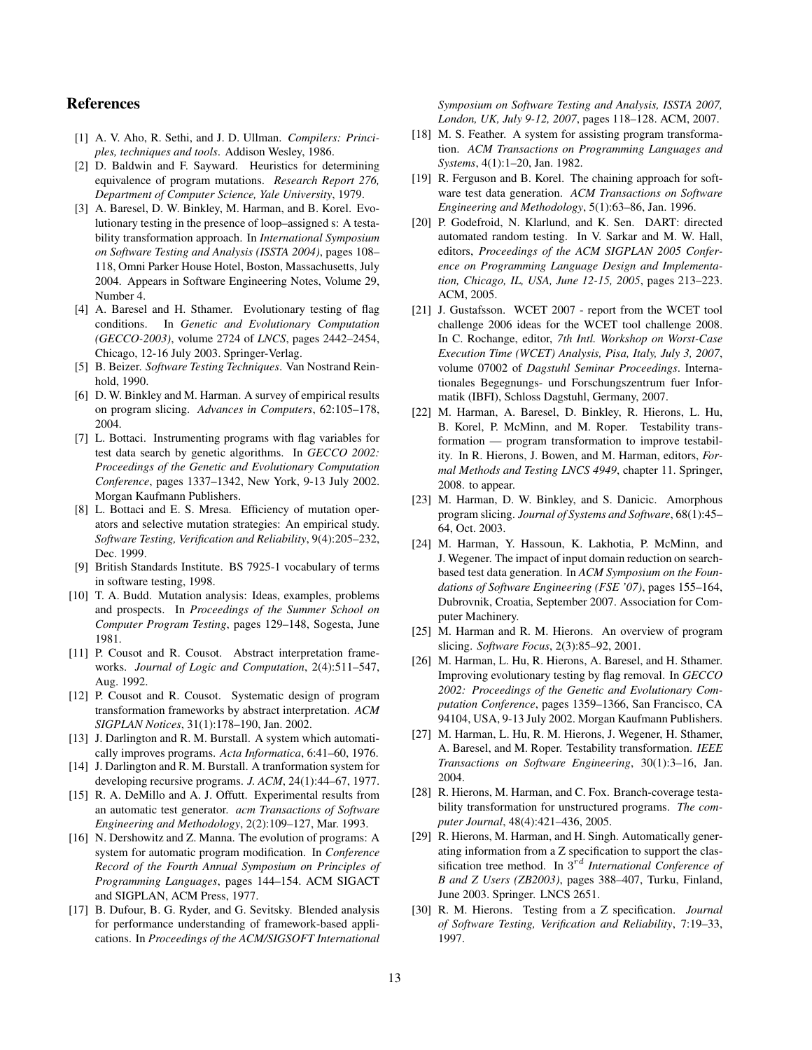## References

[1] A. V. Aho, R. Sethi, and J. D. Ullman. *Compilers: Principles, techniques and tools*. Addison Wesley, 1986.

[2] D. Baldwin and F. Sayward. Heuristics for determining equivalence of program mutations. *Research Report 276, Department of Computer Science, Yale University*, 1979.

[3] A. Baresel, D. W. Binkley, M. Harman, and B. Korel. Evolutionary testing in the presence of loop–assigned s: A testability transformation approach. In *International Symposium on Software Testing and Analysis (ISSTA 2004)*, pages 108–118, Omni Parker House Hotel, Boston, Massachusetts, July 2004. Appears in Software Engineering Notes, Volume 29, Number 4.

[4] A. Baresel and H. Sthamer. Evolutionary testing of flag conditions. In *Genetic and Evolutionary Computation (GECCO-2003)*, volume 2724 of *LNCS*, pages 2442–2454, Chicago, 12-16 July 2003. Springer-Verlag.

[5] B. Beizer. *Software Testing Techniques*. Van Nostrand Reinhold, 1990.

[6] D. W. Binkley and M. Harman. A survey of empirical results on program slicing. *Advances in Computers*, 62:105–178, 2004.

[7] L. Bottaci. Instrumenting programs with flag variables for test data search by genetic algorithms. In *GECCO 2002: Proceedings of the Genetic and Evolutionary Computation Conference*, pages 1337–1342, New York, 9-13 July 2002. Morgan Kaufmann Publishers.

[8] L. Bottaci and E. S. Mresa. Efficiency of mutation operators and selective mutation strategies: An empirical study. *Software Testing, Verification and Reliability*, 9(4):205–232, Dec. 1999.

[9] British Standards Institute. BS 7925-1 vocabulary of terms in software testing, 1998.

[10] T. A. Budd. Mutation analysis: Ideas, examples, problems and prospects. In *Proceedings of the Summer School on Computer Program Testing*, pages 129–148, Sogesta, June 1981.

[11] P. Cousot and R. Cousot. Abstract interpretation frameworks. *Journal of Logic and Computation*, 2(4):511–547, Aug. 1992.

[12] P. Cousot and R. Cousot. Systematic design of program transformation frameworks by abstract interpretation. *ACM SIGPLAN Notices*, 31(1):178–190, Jan. 2002.

[13] J. Darlington and R. M. Burstall. A system which automatically improves programs. *Acta Informatica*, 6:41–60, 1976.

[14] J. Darlington and R. M. Burstall. A tranformation system for developing recursive programs. *J. ACM*, 24(1):44–67, 1977.

[15] R. A. DeMillo and A. J. Offutt. Experimental results from an automatic test generator. *acm Transactions of Software Engineering and Methodology*, 2(2):109–127, Mar. 1993.

[16] N. Dershowitz and Z. Manna. The evolution of programs: A system for automatic program modification. In *Conference Record of the Fourth Annual Symposium on Principles of Programming Languages*, pages 144–154. ACM SIGACT and SIGPLAN, ACM Press, 1977.

[17] B. Dufour, B. G. Ryder, and G. Sevitsky. Blended analysis for performance understanding of framework-based applications. In *Proceedings of the ACM/SIGSOFT International Symposium on Software Testing and Analysis, ISSTA 2007, London, UK, July 9-12, 2007*, pages 118–128. ACM, 2007.

[18] M. S. Feather. A system for assisting program transformation. *ACM Transactions on Programming Languages and Systems*, 4(1):1–20, Jan. 1982.

[19] R. Ferguson and B. Korel. The chaining approach for software test data generation. *ACM Transactions on Software Engineering and Methodology*, 5(1):63–86, Jan. 1996.

[20] P. Godefroid, N. Klarlund, and K. Sen. DART: directed automated random testing. In V. Sarkar and M. W. Hall, editors, *Proceedings of the ACM SIGPLAN 2005 Conference on Programming Language Design and Implementation, Chicago, IL, USA, June 12-15, 2005*, pages 213–223. ACM, 2005.

[21] J. Gustafsson. WCET 2007 - report from the WCET tool challenge 2006 ideas for the WCET tool challenge 2008. In C. Rochange, editor, *7th Intl. Workshop on Worst-Case Execution Time (WCET) Analysis, Pisa, Italy, July 3, 2007*, volume 07002 of *Dagstuhl Seminar Proceedings*. Internationales Begegnungs- und Forschungszentrum fuer Informatik (IBFI), Schloss Dagstuhl, Germany, 2007.

[22] M. Harman, A. Baresel, D. Binkley, R. Hierons, L. Hu, B. Korel, P. McMinn, and M. Roper. Testability transformation — program transformation to improve testability. In R. Hierons, J. Bowen, and M. Harman, editors, *Formal Methods and Testing LNCS 4949*, chapter 11. Springer, 2008. to appear.

[23] M. Harman, D. W. Binkley, and S. Danicic. Amorphous program slicing. *Journal of Systems and Software*, 68(1):45–64, Oct. 2003.

[24] M. Harman, Y. Hassoun, K. Lakhotia, P. McMinn, and J. Wegener. The impact of input domain reduction on search-based test data generation. In *ACM Symposium on the Foundations of Software Engineering (FSE '07)*, pages 155–164, Dubrovnik, Croatia, September 2007. Association for Computer Machinery.

[25] M. Harman and R. M. Hierons. An overview of program slicing. *Software Focus*, 2(3):85–92, 2001.

[26] M. Harman, L. Hu, R. Hierons, A. Baresel, and H. Sthamer. Improving evolutionary testing by flag removal. In *GECCO 2002: Proceedings of the Genetic and Evolutionary Computation Conference*, pages 1359–1366, San Francisco, CA 94104, USA, 9-13 July 2002. Morgan Kaufmann Publishers.

[27] M. Harman, L. Hu, R. M. Hierons, J. Wegener, H. Sthamer, A. Baresel, and M. Roper. Testability transformation. *IEEE Transactions on Software Engineering*, 30(1):3–16, Jan. 2004.

[28] R. Hierons, M. Harman, and C. Fox. Branch-coverage testability transformation for unstructured programs. *The computer Journal*, 48(4):421–436, 2005.

[29] R. Hierons, M. Harman, and H. Singh. Automatically generating information from a Z specification to support the classification tree method. In $3^{rd}$ *International Conference of B and Z Users (ZB2003)*, pages 388–407, Turku, Finland, June 2003. Springer. LNCS 2651.

[30] R. M. Hierons. Testing from a Z specification. *Journal of Software Testing, Verification and Reliability*, 7:19–33, 1997.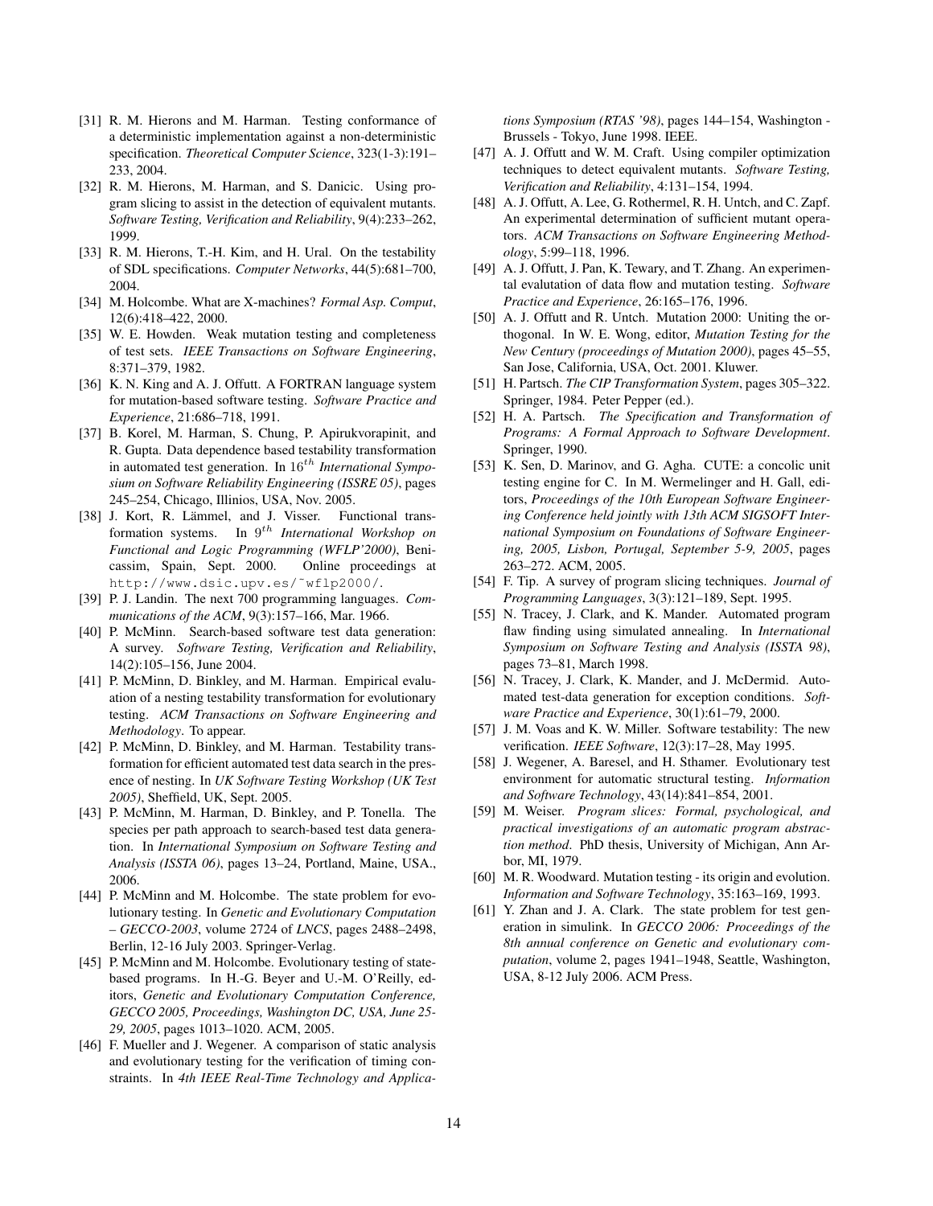[31] R. M. Hierons and M. Harman. Testing conformance of a deterministic implementation against a non-deterministic specification. *Theoretical Computer Science*, 323(1-3):191–233, 2004.

[32] R. M. Hierons, M. Harman, and S. Danicic. Using program slicing to assist in the detection of equivalent mutants. *Software Testing, Verification and Reliability*, 9(4):233–262, 1999.

[33] R. M. Hierons, T.-H. Kim, and H. Ural. On the testability of SDL specifications. *Computer Networks*, 44(5):681–700, 2004.

[34] M. Holcombe. What are X-machines? *Formal Asp. Comput*, 12(6):418–422, 2000.

[35] W. E. Howden. Weak mutation testing and completeness of test sets. *IEEE Transactions on Software Engineering*, 8:371–379, 1982.

[36] K. N. King and A. J. Offutt. A FORTRAN language system for mutation-based software testing. *Software Practice and Experience*, 21:686–718, 1991.

[37] B. Korel, M. Harman, S. Chung, P. Apirukvorapinit, and R. Gupta. Data dependence based testability transformation in automated test generation. In $16^{th}$ *International Symposium on Software Reliability Engineering (ISSRE 05)*, pages 245–254, Chicago, Illinios, USA, Nov. 2005.

[38] J. Kort, R. Lämmel, and J. Visser. Functional transformation systems. In $9^{th}$ *International Workshop on Functional and Logic Programming (WFLP'2000)*, Benicassim, Spain, Sept. 2000. Online proceedings at http://www.dsic.upv.es/~wflp2000/.

[39] P. J. Landin. The next 700 programming languages. *Communications of the ACM*, 9(3):157–166, Mar. 1966.

[40] P. McMinn. Search-based software test data generation: A survey. *Software Testing, Verification and Reliability*, 14(2):105–156, June 2004.

[41] P. McMinn, D. Binkley, and M. Harman. Empirical evaluation of a nesting testability transformation for evolutionary testing. *ACM Transactions on Software Engineering and Methodology*. To appear.

[42] P. McMinn, D. Binkley, and M. Harman. Testability transformation for efficient automated test data search in the presence of nesting. In *UK Software Testing Workshop (UK Test 2005)*, Sheffield, UK, Sept. 2005.

[43] P. McMinn, M. Harman, D. Binkley, and P. Tonella. The species per path approach to search-based test data generation. In *International Symposium on Software Testing and Analysis (ISSTA 06)*, pages 13–24, Portland, Maine, USA., 2006.

[44] P. McMinn and M. Holcombe. The state problem for evolutionary testing. In *Genetic and Evolutionary Computation – GECCO-2003*, volume 2724 of *LNCS*, pages 2488–2498, Berlin, 12-16 July 2003. Springer-Verlag.

[45] P. McMinn and M. Holcombe. Evolutionary testing of state-based programs. In H.-G. Beyer and U.-M. O'Reilly, editors, *Genetic and Evolutionary Computation Conference, GECCO 2005, Proceedings, Washington DC, USA, June 25-29, 2005*, pages 1013–1020. ACM, 2005.

[46] F. Mueller and J. Wegener. A comparison of static analysis and evolutionary testing for the verification of timing constraints. In *4th IEEE Real-Time Technology and Applications Symposium (RTAS '98)*, pages 144–154, Washington - Brussels - Tokyo, June 1998. IEEE.

[47] A. J. Offutt and W. M. Craft. Using compiler optimization techniques to detect equivalent mutants. *Software Testing, Verification and Reliability*, 4:131–154, 1994.

[48] A. J. Offutt, A. Lee, G. Rothermel, R. H. Untch, and C. Zapf. An experimental determination of sufficient mutant operators. *ACM Transactions on Software Engineering Methodology*, 5:99–118, 1996.

[49] A. J. Offutt, J. Pan, K. Tewary, and T. Zhang. An experimental evaluation of data flow and mutation testing. *Software Practice and Experience*, 26:165–176, 1996.

[50] A. J. Offutt and R. Untch. Mutation 2000: Uniting the orthogonal. In W. E. Wong, editor, *Mutation Testing for the New Century (proceedings of Mutation 2000)*, pages 45–55, San Jose, California, USA, Oct. 2001. Kluwer.

[51] H. Partsch. *The CIP Transformation System*, pages 305–322. Springer, 1984. Peter Pepper (ed.).

[52] H. A. Partsch. *The Specification and Transformation of Programs: A Formal Approach to Software Development*. Springer, 1990.

[53] K. Sen, D. Marinov, and G. Agha. CUTE: a concolic unit testing engine for C. In M. Wermelinger and H. Gall, editors, *Proceedings of the 10th European Software Engineering Conference held jointly with 13th ACM SIGSOFT International Symposium on Foundations of Software Engineering, 2005, Lisbon, Portugal, September 5-9, 2005*, pages 263–272. ACM, 2005.

[54] F. Tip. A survey of program slicing techniques. *Journal of Programming Languages*, 3(3):121–189, Sept. 1995.

[55] N. Tracey, J. Clark, and K. Mander. Automated program flaw finding using simulated annealing. In *International Symposium on Software Testing and Analysis (ISSTA 98)*, pages 73–81, March 1998.

[56] N. Tracey, J. Clark, K. Mander, and J. McDermid. Automated test-data generation for exception conditions. *Software Practice and Experience*, 30(1):61–79, 2000.

[57] J. M. Voas and K. W. Miller. Software testability: The new verification. *IEEE Software*, 12(3):17–28, May 1995.

[58] J. Wegener, A. Baresel, and H. Sthamer. Evolutionary test environment for automatic structural testing. *Information and Software Technology*, 43(14):841–854, 2001.

[59] M. Weiser. *Program slices: Formal, psychological, and practical investigations of an automatic program abstraction method*. PhD thesis, University of Michigan, Ann Arbor, MI, 1979.

[60] M. R. Woodward. Mutation testing - its origin and evolution. *Information and Software Technology*, 35:163–169, 1993.

[61] Y. Zhan and J. A. Clark. The state problem for test generation in simulink. In *GECCO 2006: Proceedings of the 8th annual conference on Genetic and evolutionary computation*, volume 2, pages 1941–1948, Seattle, Washington, USA, 8-12 July 2006. ACM Press.